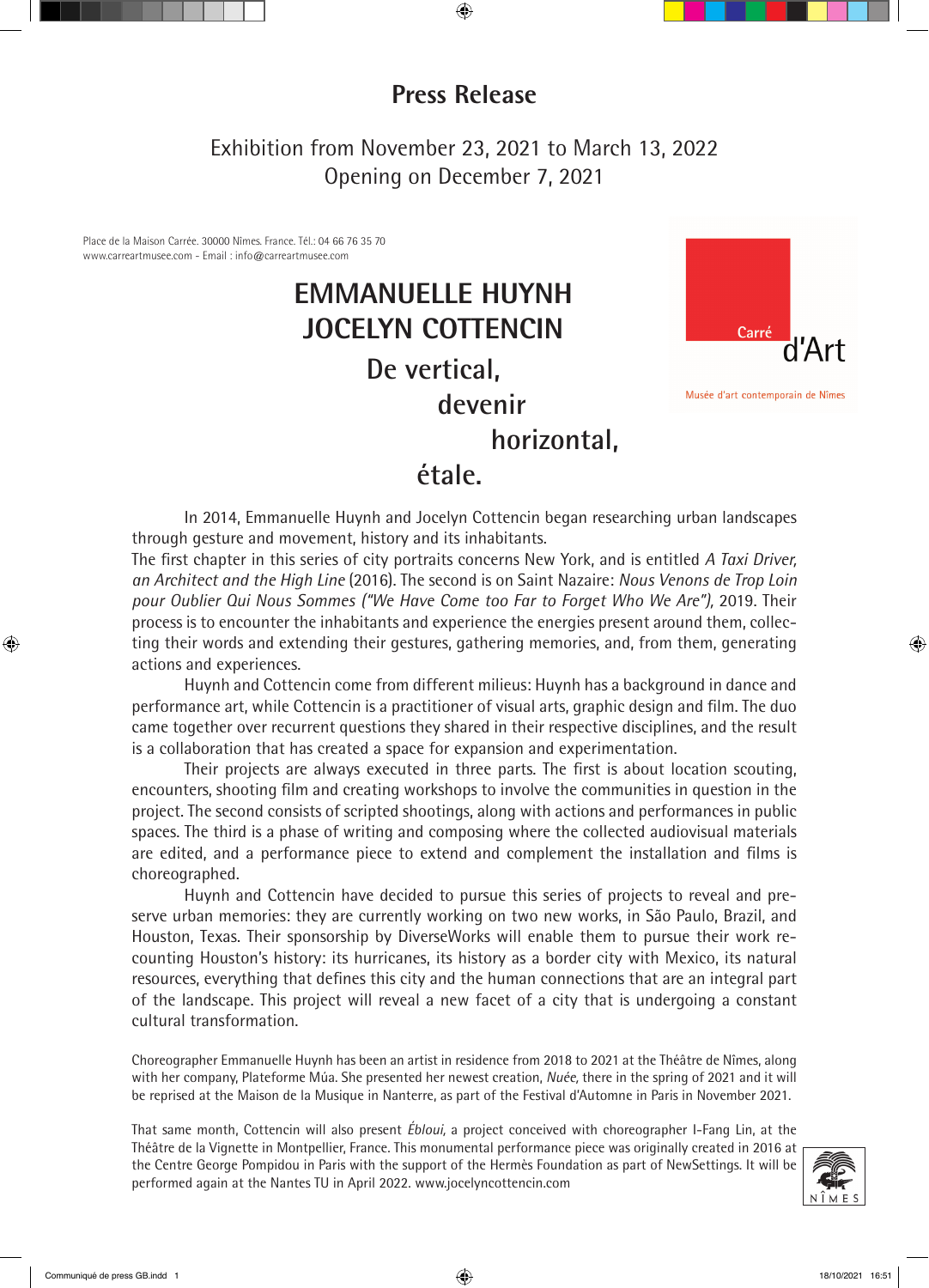# Press Release

Exhibition from November 23, 2021 to March 13, 2022
Opening on December 7, 2021

Place de la Maison Carrée. 30000 Nîmes. France. Tél.: 04 66 76 35 70
www.carreartmusee.com - Email : info@carreartmusee.com

Carré d'Art
Musée d'art contemporain de Nîmes

## EMMANUELLE HUYNH
## JOCELYN COTTENCIN

### De vertical, devenir horizontal, étale.

In 2014, Emmanuelle Huynh and Jocelyn Cottencin began researching urban landscapes through gesture and movement, history and its inhabitants.
The first chapter in this series of city portraits concerns New York, and is entitled *A Taxi Driver, an Architect and the High Line* (2016). The second is on Saint Nazaire: *Nous Venons de Trop Loin pour Oublier Qui Nous Sommes ("We Have Come too Far to Forget Who We Are"),* 2019. Their process is to encounter the inhabitants and experience the energies present around them, collecting their words and extending their gestures, gathering memories, and, from them, generating actions and experiences.

Huynh and Cottencin come from different milieus: Huynh has a background in dance and performance art, while Cottencin is a practitioner of visual arts, graphic design and film. The duo came together over recurrent questions they shared in their respective disciplines, and the result is a collaboration that has created a space for expansion and experimentation.

Their projects are always executed in three parts. The first is about location scouting, encounters, shooting film and creating workshops to involve the communities in question in the project. The second consists of scripted shootings, along with actions and performances in public spaces. The third is a phase of writing and composing where the collected audiovisual materials are edited, and a performance piece to extend and complement the installation and films is choreographed.

Huynh and Cottencin have decided to pursue this series of projects to reveal and preserve urban memories: they are currently working on two new works, in São Paulo, Brazil, and Houston, Texas. Their sponsorship by DiverseWorks will enable them to pursue their work recounting Houston's history: its hurricanes, its history as a border city with Mexico, its natural resources, everything that defines this city and the human connections that are an integral part of the landscape. This project will reveal a new facet of a city that is undergoing a constant cultural transformation.

Choreographer Emmanuelle Huynh has been an artist in residence from 2018 to 2021 at the Théâtre de Nîmes, along with her company, Plateforme Múa. She presented her newest creation, *Nuée*, there in the spring of 2021 and it will be reprised at the Maison de la Musique in Nanterre, as part of the Festival d'Automne in Paris in November 2021.

That same month, Cottencin will also present *Ébloui,* a project conceived with choreographer I-Fang Lin, at the Théâtre de la Vignette in Montpellier, France. This monumental performance piece was originally created in 2016 at the Centre George Pompidou in Paris with the support of the Hermès Foundation as part of NewSettings. It will be performed again at the Nantes TU in April 2022. www.jocelyncottencin.com

NÎMES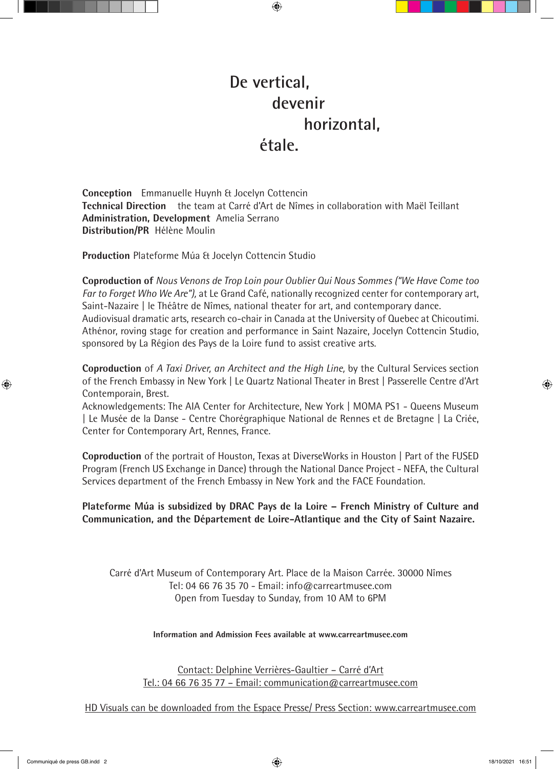# De vertical, devenir horizontal, étale.

**Conception** Emmanuelle Huynh & Jocelyn Cottencin
**Technical Direction** the team at Carré d'Art de Nîmes in collaboration with Maël Teillant
**Administration, Development** Amelia Serrano
**Distribution/PR** Hélène Moulin

**Production** Plateforme Múa & Jocelyn Cottencin Studio

**Coproduction of** *Nous Venons de Trop Loin pour Oublier Qui Nous Sommes ("We Have Come too Far to Forget Who We Are"),* at Le Grand Café, nationally recognized center for contemporary art, Saint-Nazaire | le Théâtre de Nîmes, national theater for art, and contemporary dance. Audiovisual dramatic arts, research co-chair in Canada at the University of Quebec at Chicoutimi. Athénor, roving stage for creation and performance in Saint Nazaire, Jocelyn Cottencin Studio, sponsored by La Région des Pays de la Loire fund to assist creative arts.

**Coproduction** of *A Taxi Driver, an Architect and the High Line,* by the Cultural Services section of the French Embassy in New York | Le Quartz National Theater in Brest | Passerelle Centre d'Art Contemporain, Brest.
Acknowledgements: The AIA Center for Architecture, New York | MOMA PS1 - Queens Museum | Le Musée de la Danse - Centre Chorégraphique National de Rennes et de Bretagne | La Criée, Center for Contemporary Art, Rennes, France.

**Coproduction** of the portrait of Houston, Texas at DiverseWorks in Houston | Part of the FUSED Program (French US Exchange in Dance) through the National Dance Project - NEFA, the Cultural Services department of the French Embassy in New York and the FACE Foundation.

**Plateforme Múa is subsidized by DRAC Pays de la Loire – French Ministry of Culture and Communication, and the Département de Loire-Atlantique and the City of Saint Nazaire.**

Carré d'Art Museum of Contemporary Art. Place de la Maison Carrée. 30000 Nîmes
Tel: 04 66 76 35 70 - Email: info@carreartmusee.com
Open from Tuesday to Sunday, from 10 AM to 6PM

**Information and Admission Fees available at www.carreartmusee.com**

Contact: Delphine Verrières-Gaultier – Carré d'Art
Tel.: 04 66 76 35 77 – Email: communication@carreartmusee.com

HD Visuals can be downloaded from the Espace Presse/ Press Section: www.carreartmusee.com